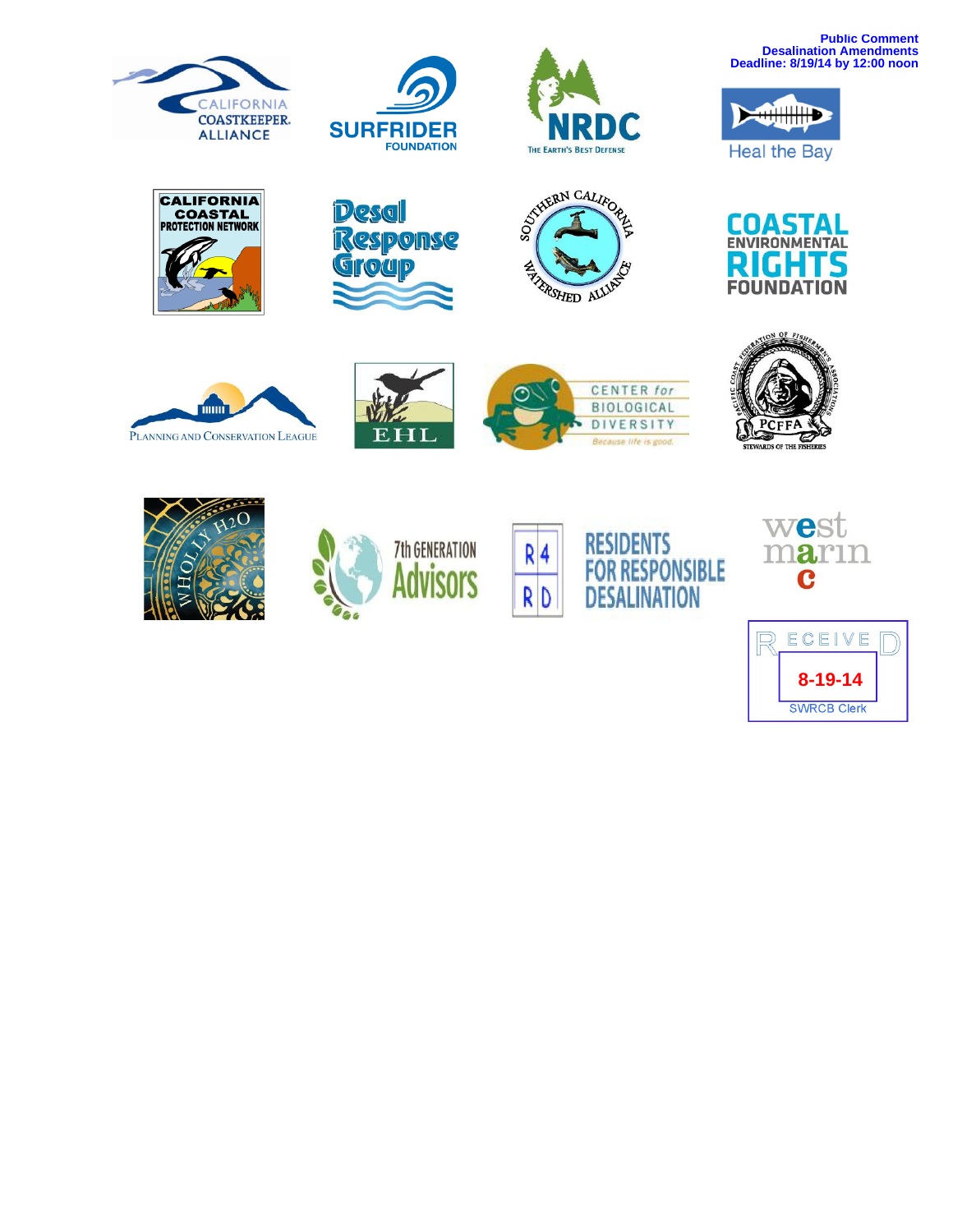**Public Comment**
**Desalination Amendments**
**Deadline: 8/19/14 by 12:00 noon**

CALIFORNIA COASTKEEPER. ALLIANCE

SURFRIDER FOUNDATION

NRDC
THE EARTH'S BEST DEFENSE

Heal the Bay

CALIFORNIA COASTAL PROTECTION NETWORK

Desal Response Group

SOUTHERN CALIFORNIA WATERSHED ALLIANCE

COASTAL ENVIRONMENTAL RIGHTS FOUNDATION

PLANNING AND CONSERVATION LEAGUE

EHL

CENTER for BIOLOGICAL DIVERSITY
Because life is good.

PACIFIC COAST FEDERATION OF FISHERMEN'S ASSOCIATIONS
PCFFA
STEWARDS OF THE FISHERIES

WHOLLY H2O

7th GENERATION Advisors

R4RD
RESIDENTS FOR RESPONSIBLE DESALINATION

west marin c

RECEIVED
8-19-14
SWRCB Clerk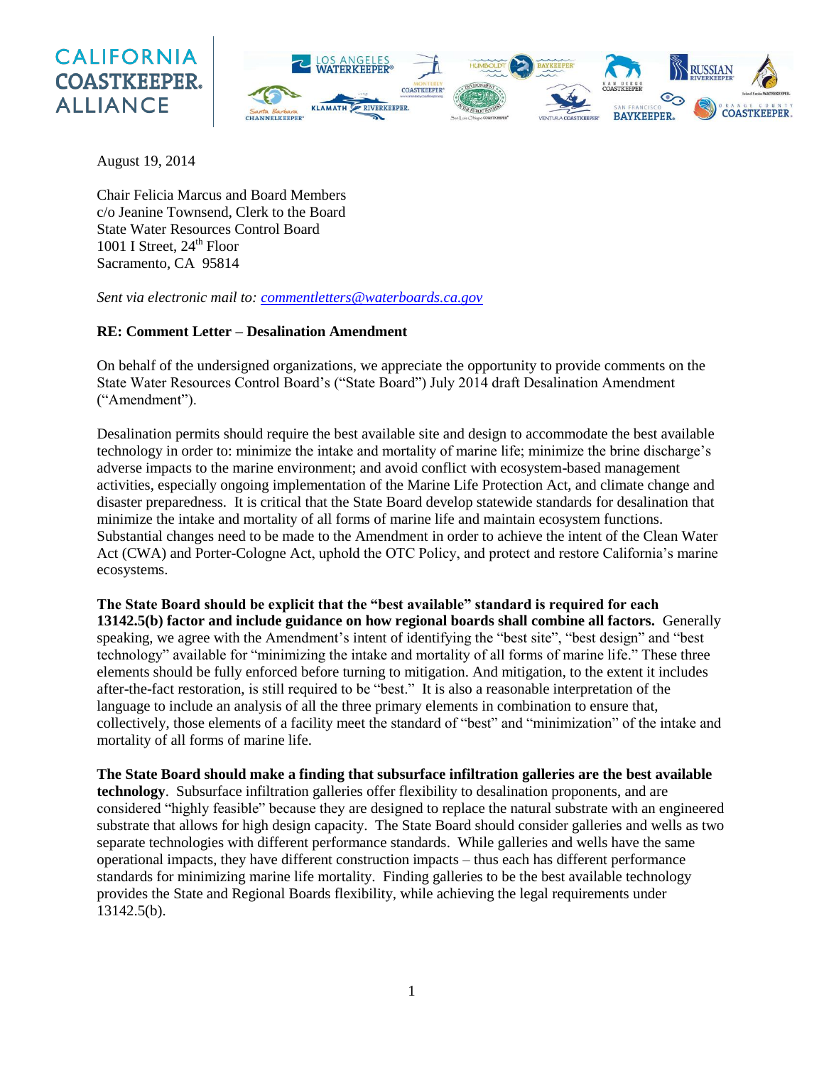CALIFORNIA COASTKEEPER. ALLIANCE

August 19, 2014

Chair Felicia Marcus and Board Members
c/o Jeanine Townsend, Clerk to the Board
State Water Resources Control Board
1001 I Street, 24th Floor
Sacramento, CA 95814

*Sent via electronic mail to: commentletters@waterboards.ca.gov*

**RE: Comment Letter – Desalination Amendment**

On behalf of the undersigned organizations, we appreciate the opportunity to provide comments on the State Water Resources Control Board's ("State Board") July 2014 draft Desalination Amendment ("Amendment").

Desalination permits should require the best available site and design to accommodate the best available technology in order to: minimize the intake and mortality of marine life; minimize the brine discharge's adverse impacts to the marine environment; and avoid conflict with ecosystem-based management activities, especially ongoing implementation of the Marine Life Protection Act, and climate change and disaster preparedness. It is critical that the State Board develop statewide standards for desalination that minimize the intake and mortality of all forms of marine life and maintain ecosystem functions. Substantial changes need to be made to the Amendment in order to achieve the intent of the Clean Water Act (CWA) and Porter-Cologne Act, uphold the OTC Policy, and protect and restore California's marine ecosystems.

**The State Board should be explicit that the "best available" standard is required for each 13142.5(b) factor and include guidance on how regional boards shall combine all factors.** Generally speaking, we agree with the Amendment's intent of identifying the "best site", "best design" and "best technology" available for "minimizing the intake and mortality of all forms of marine life." These three elements should be fully enforced before turning to mitigation. And mitigation, to the extent it includes after-the-fact restoration, is still required to be "best." It is also a reasonable interpretation of the language to include an analysis of all the three primary elements in combination to ensure that, collectively, those elements of a facility meet the standard of "best" and "minimization" of the intake and mortality of all forms of marine life.

**The State Board should make a finding that subsurface infiltration galleries are the best available technology**. Subsurface infiltration galleries offer flexibility to desalination proponents, and are considered "highly feasible" because they are designed to replace the natural substrate with an engineered substrate that allows for high design capacity. The State Board should consider galleries and wells as two separate technologies with different performance standards. While galleries and wells have the same operational impacts, they have different construction impacts – thus each has different performance standards for minimizing marine life mortality. Finding galleries to be the best available technology provides the State and Regional Boards flexibility, while achieving the legal requirements under 13142.5(b).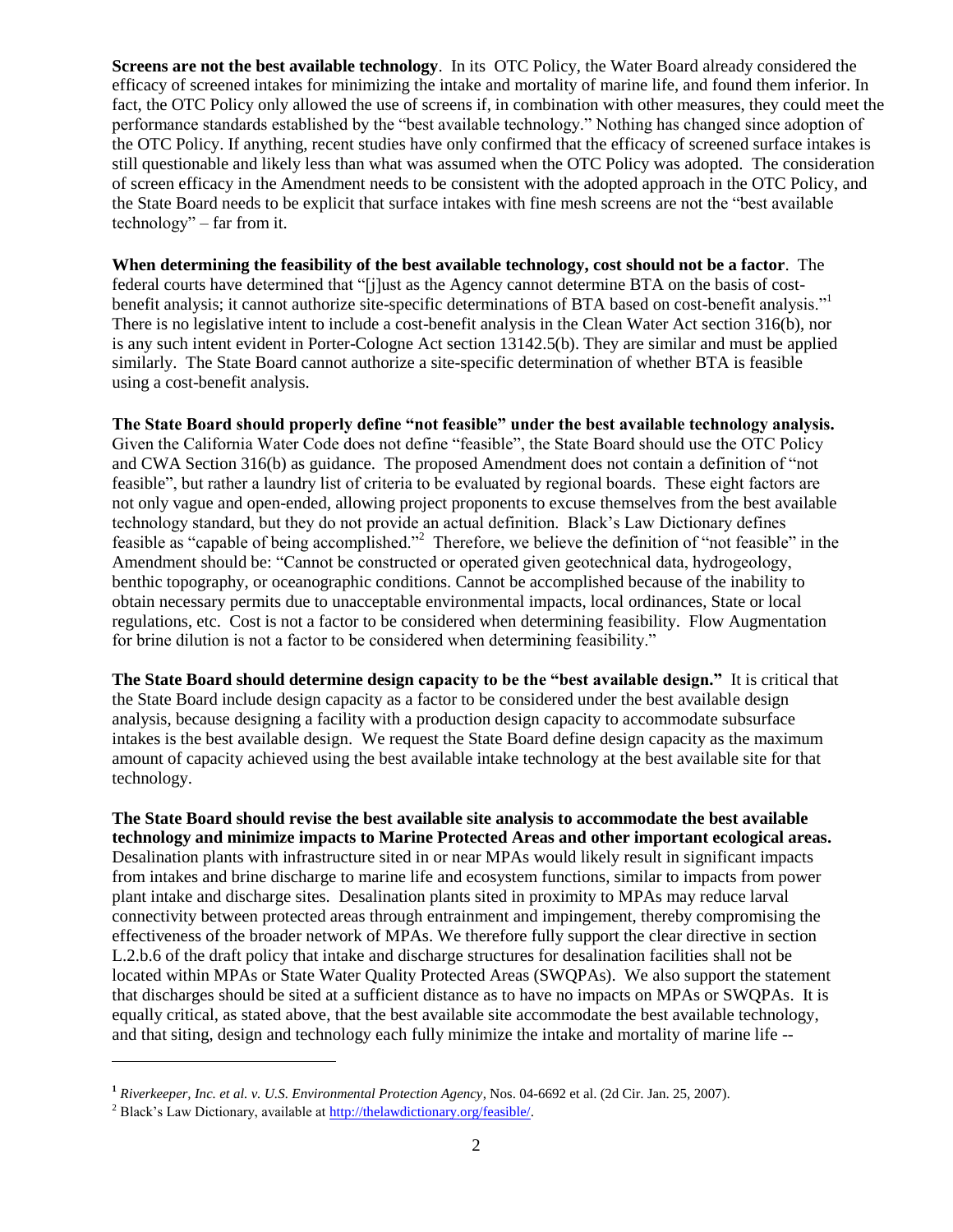**Screens are not the best available technology**. In its OTC Policy, the Water Board already considered the efficacy of screened intakes for minimizing the intake and mortality of marine life, and found them inferior. In fact, the OTC Policy only allowed the use of screens if, in combination with other measures, they could meet the performance standards established by the "best available technology." Nothing has changed since adoption of the OTC Policy. If anything, recent studies have only confirmed that the efficacy of screened surface intakes is still questionable and likely less than what was assumed when the OTC Policy was adopted. The consideration of screen efficacy in the Amendment needs to be consistent with the adopted approach in the OTC Policy, and the State Board needs to be explicit that surface intakes with fine mesh screens are not the "best available technology" – far from it.

**When determining the feasibility of the best available technology, cost should not be a factor**. The federal courts have determined that "[j]ust as the Agency cannot determine BTA on the basis of cost-benefit analysis; it cannot authorize site-specific determinations of BTA based on cost-benefit analysis."[1] There is no legislative intent to include a cost-benefit analysis in the Clean Water Act section 316(b), nor is any such intent evident in Porter-Cologne Act section 13142.5(b). They are similar and must be applied similarly. The State Board cannot authorize a site-specific determination of whether BTA is feasible using a cost-benefit analysis.

**The State Board should properly define "not feasible" under the best available technology analysis.** Given the California Water Code does not define "feasible", the State Board should use the OTC Policy and CWA Section 316(b) as guidance. The proposed Amendment does not contain a definition of "not feasible", but rather a laundry list of criteria to be evaluated by regional boards. These eight factors are not only vague and open-ended, allowing project proponents to excuse themselves from the best available technology standard, but they do not provide an actual definition. Black's Law Dictionary defines feasible as "capable of being accomplished."[2] Therefore, we believe the definition of "not feasible" in the Amendment should be: "Cannot be constructed or operated given geotechnical data, hydrogeology, benthic topography, or oceanographic conditions. Cannot be accomplished because of the inability to obtain necessary permits due to unacceptable environmental impacts, local ordinances, State or local regulations, etc. Cost is not a factor to be considered when determining feasibility. Flow Augmentation for brine dilution is not a factor to be considered when determining feasibility."

**The State Board should determine design capacity to be the "best available design."** It is critical that the State Board include design capacity as a factor to be considered under the best available design analysis, because designing a facility with a production design capacity to accommodate subsurface intakes is the best available design. We request the State Board define design capacity as the maximum amount of capacity achieved using the best available intake technology at the best available site for that technology.

**The State Board should revise the best available site analysis to accommodate the best available technology and minimize impacts to Marine Protected Areas and other important ecological areas.** Desalination plants with infrastructure sited in or near MPAs would likely result in significant impacts from intakes and brine discharge to marine life and ecosystem functions, similar to impacts from power plant intake and discharge sites. Desalination plants sited in proximity to MPAs may reduce larval connectivity between protected areas through entrainment and impingement, thereby compromising the effectiveness of the broader network of MPAs. We therefore fully support the clear directive in section L.2.b.6 of the draft policy that intake and discharge structures for desalination facilities shall not be located within MPAs or State Water Quality Protected Areas (SWQPAs). We also support the statement that discharges should be sited at a sufficient distance as to have no impacts on MPAs or SWQPAs. It is equally critical, as stated above, that the best available site accommodate the best available technology, and that siting, design and technology each fully minimize the intake and mortality of marine life --

---

[1] *Riverkeeper, Inc. et al. v. U.S. Environmental Protection Agency*, Nos. 04-6692 et al. (2d Cir. Jan. 25, 2007).

[2] Black's Law Dictionary, available at http://thelawdictionary.org/feasible/.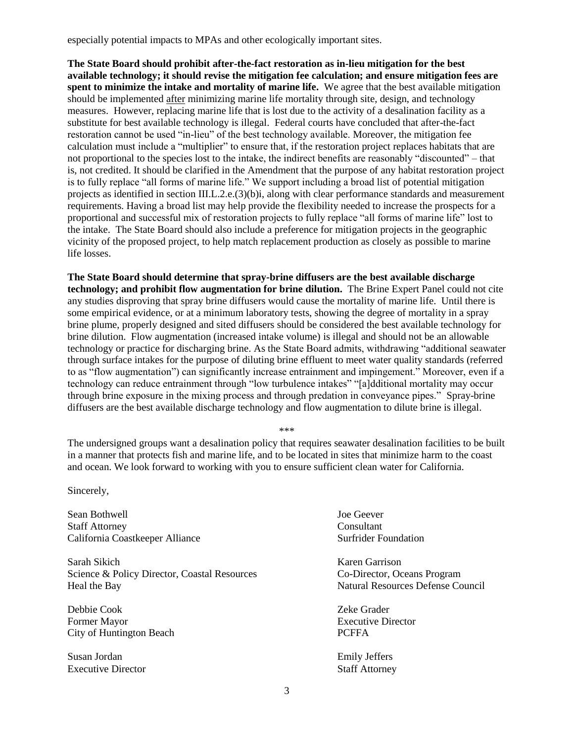especially potential impacts to MPAs and other ecologically important sites.

**The State Board should prohibit after-the-fact restoration as in-lieu mitigation for the best available technology; it should revise the mitigation fee calculation; and ensure mitigation fees are spent to minimize the intake and mortality of marine life.** We agree that the best available mitigation should be implemented after minimizing marine life mortality through site, design, and technology measures. However, replacing marine life that is lost due to the activity of a desalination facility as a substitute for best available technology is illegal. Federal courts have concluded that after-the-fact restoration cannot be used "in-lieu" of the best technology available. Moreover, the mitigation fee calculation must include a "multiplier" to ensure that, if the restoration project replaces habitats that are not proportional to the species lost to the intake, the indirect benefits are reasonably "discounted" – that is, not credited. It should be clarified in the Amendment that the purpose of any habitat restoration project is to fully replace "all forms of marine life." We support including a broad list of potential mitigation projects as identified in section III.L.2.e.(3)(b)i, along with clear performance standards and measurement requirements. Having a broad list may help provide the flexibility needed to increase the prospects for a proportional and successful mix of restoration projects to fully replace "all forms of marine life" lost to the intake. The State Board should also include a preference for mitigation projects in the geographic vicinity of the proposed project, to help match replacement production as closely as possible to marine life losses.

**The State Board should determine that spray-brine diffusers are the best available discharge technology; and prohibit flow augmentation for brine dilution.** The Brine Expert Panel could not cite any studies disproving that spray brine diffusers would cause the mortality of marine life. Until there is some empirical evidence, or at a minimum laboratory tests, showing the degree of mortality in a spray brine plume, properly designed and sited diffusers should be considered the best available technology for brine dilution. Flow augmentation (increased intake volume) is illegal and should not be an allowable technology or practice for discharging brine. As the State Board admits, withdrawing "additional seawater through surface intakes for the purpose of diluting brine effluent to meet water quality standards (referred to as "flow augmentation") can significantly increase entrainment and impingement." Moreover, even if a technology can reduce entrainment through "low turbulence intakes" "[a]dditional mortality may occur through brine exposure in the mixing process and through predation in conveyance pipes." Spray-brine diffusers are the best available discharge technology and flow augmentation to dilute brine is illegal.

***

The undersigned groups want a desalination policy that requires seawater desalination facilities to be built in a manner that protects fish and marine life, and to be located in sites that minimize harm to the coast and ocean. We look forward to working with you to ensure sufficient clean water for California.

Sincerely,

Sean Bothwell
Staff Attorney
California Coastkeeper Alliance

Joe Geever
Consultant
Surfrider Foundation

Sarah Sikich
Science & Policy Director, Coastal Resources
Heal the Bay

Karen Garrison
Co-Director, Oceans Program
Natural Resources Defense Council

Debbie Cook
Former Mayor
City of Huntington Beach

Zeke Grader
Executive Director
PCFFA

Susan Jordan
Executive Director

Emily Jeffers
Staff Attorney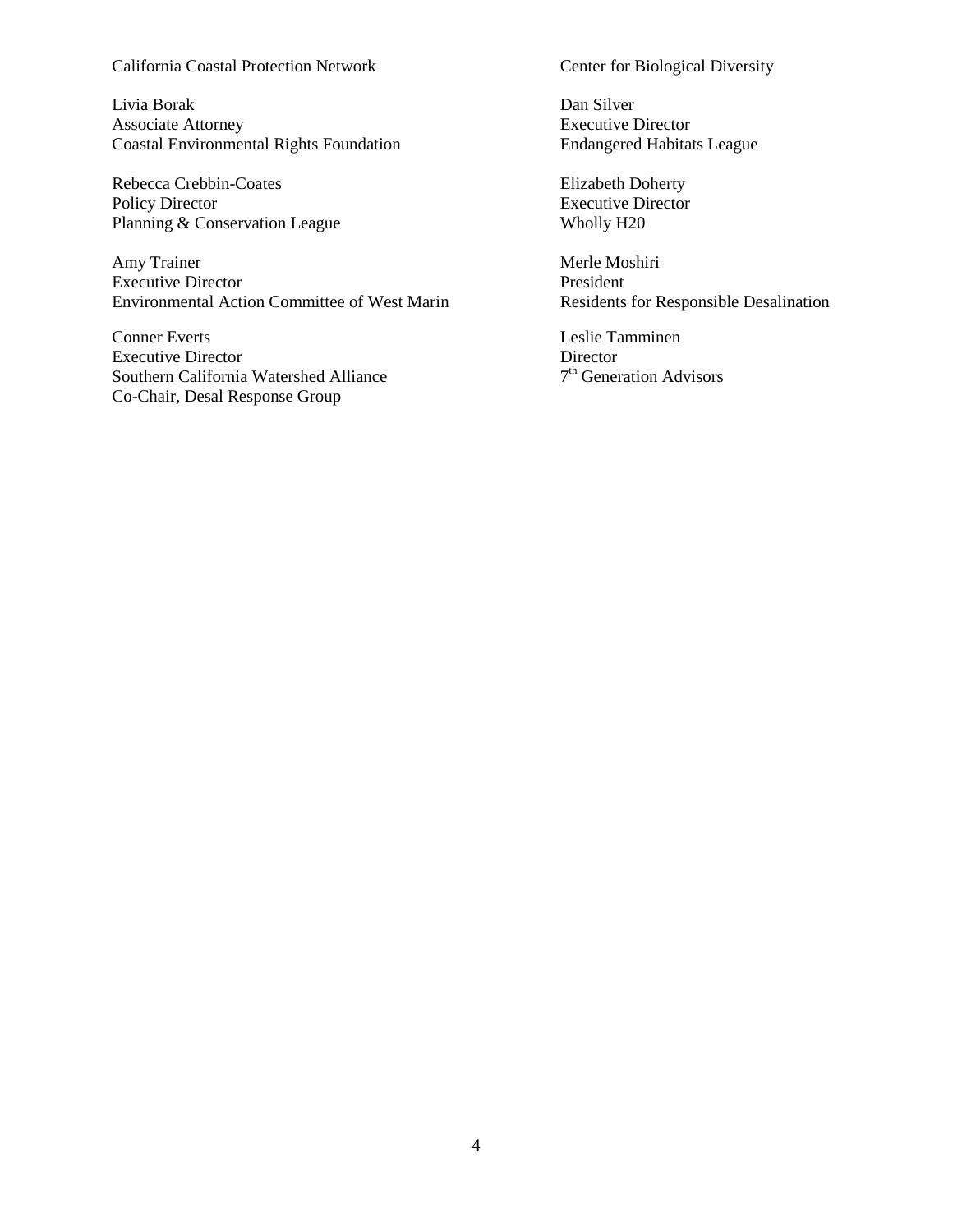California Coastal Protection Network

Center for Biological Diversity

Livia Borak  
Associate Attorney  
Coastal Environmental Rights Foundation

Dan Silver  
Executive Director  
Endangered Habitats League

Rebecca Crebbin-Coates  
Policy Director  
Planning & Conservation League

Elizabeth Doherty  
Executive Director  
Wholly H20

Amy Trainer  
Executive Director  
Environmental Action Committee of West Marin

Merle Moshiri  
President  
Residents for Responsible Desalination

Conner Everts  
Executive Director  
Southern California Watershed Alliance  
Co-Chair, Desal Response Group

Leslie Tamminen  
Director  
7th Generation Advisors